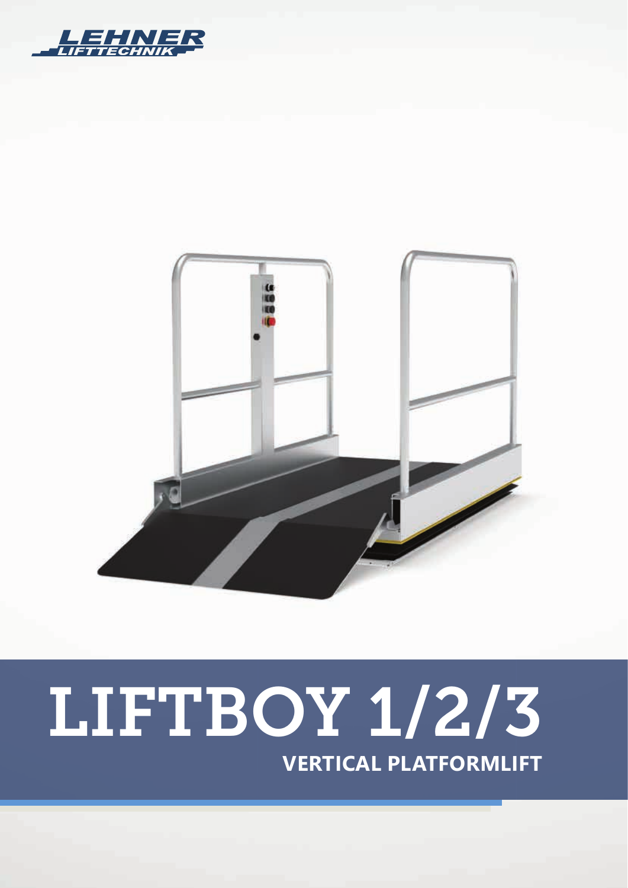LEHNER LIFTTECHNIK

# LIFTBOY 1/2/3

## VERTICAL PLATFORMLIFT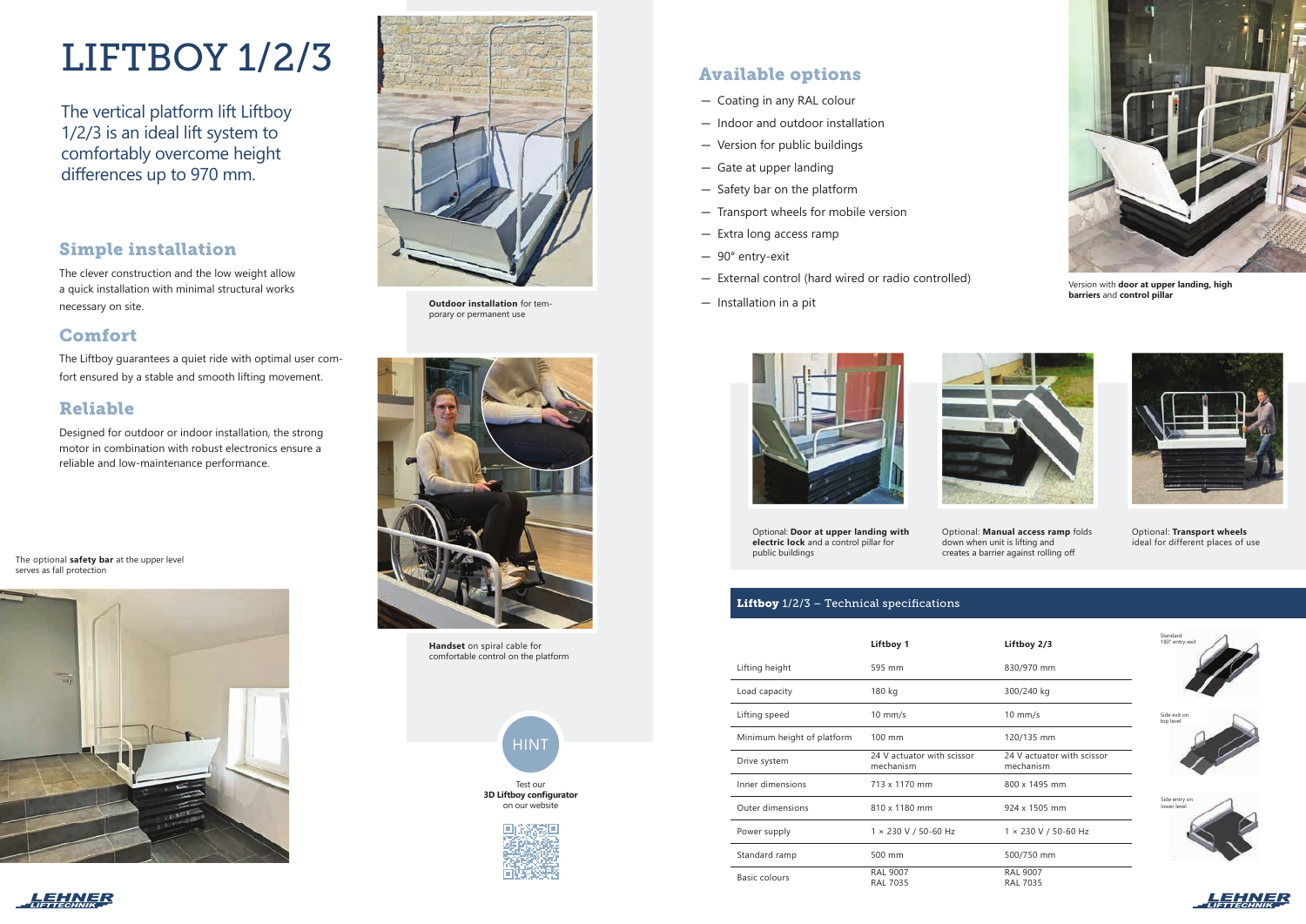# LIFTBOY 1/2/3

The vertical platform lift Liftboy 1/2/3 is an ideal lift system to comfortably overcome height differences up to 970 mm.

## Simple installation

The clever construction and the low weight allow a quick installation with minimal structural works necessary on site.

## Comfort

The Liftboy guarantees a quiet ride with optimal user comfort ensured by a stable and smooth lifting movement.

## Reliable

Designed for outdoor or indoor installation, the strong motor in combination with robust electronics ensure a reliable and low-maintenance performance.

The optional **safety bar** at the upper level serves as fall protection

**Outdoor installation** for temporary or permanent use

**Handset** on spiral cable for comfortable control on the platform

HINT

Test our **3D Liftboy configurator** on our website

## Available options

- Coating in any RAL colour
- Indoor and outdoor installation
- Version for public buildings
- Gate at upper landing
- Safety bar on the platform
- Transport wheels for mobile version
- Extra long access ramp
- 90° entry-exit
- External control (hard wired or radio controlled)
- Installation in a pit

Version with **door at upper landing, high barriers** and **control pillar**

Optional: **Door at upper landing with electric lock** and a control pillar for public buildings

Optional: **Manual access ramp** folds down when unit is lifting and creates a barrier against rolling off

Optional: **Transport wheels** ideal for different places of use

## Liftboy 1/2/3 – Technical specifications

| | Liftboy 1 | Liftboy 2/3 |
|---|---|---|
| Lifting height | 595 mm | 830/970 mm |
| Load capacity | 180 kg | 300/240 kg |
| Lifting speed | 10 mm/s | 10 mm/s |
| Minimum height of platform | 100 mm | 120/135 mm |
| Drive system | 24 V actuator with scissor mechanism | 24 V actuator with scissor mechanism |
| Inner dimensions | 713 x 1170 mm | 800 x 1495 mm |
| Outer dimensions | 810 x 1180 mm | 924 x 1505 mm |
| Power supply | 1 × 230 V / 50-60 Hz | 1 × 230 V / 50-60 Hz |
| Standard ramp | 500 mm | 500/750 mm |
| Basic colours | RAL 9007<br>RAL 7035 | RAL 9007<br>RAL 7035 |

Standard 180° entry-exit

Side exit on top level

Side entry on lower level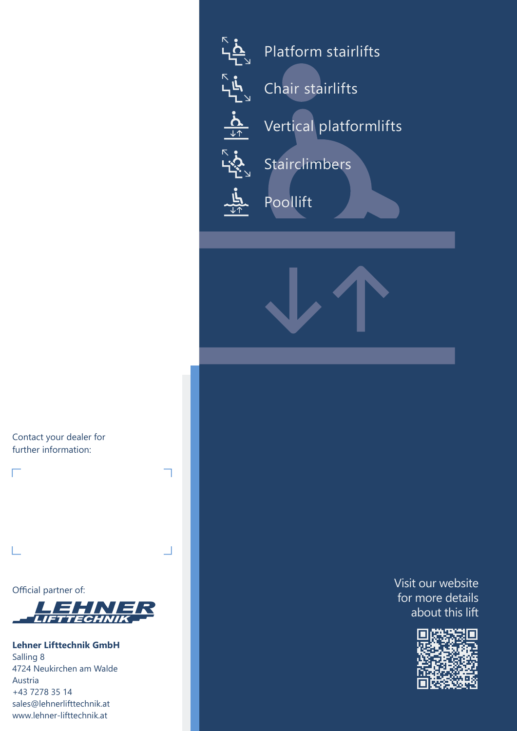- Platform stairlifts
- Chair stairlifts
- Vertical platformlifts
- Stairclimbers
- Poollift

Contact your dealer for further information:

Official partner of:

LEHNER LIFTTECHNIK

**Lehner Lifttechnik GmbH**
Salling 8
4724 Neukirchen am Walde
Austria
+43 7278 35 14
sales@lehnerlifttechnik.at
www.lehner-lifttechnik.at

Visit our website for more details about this lift